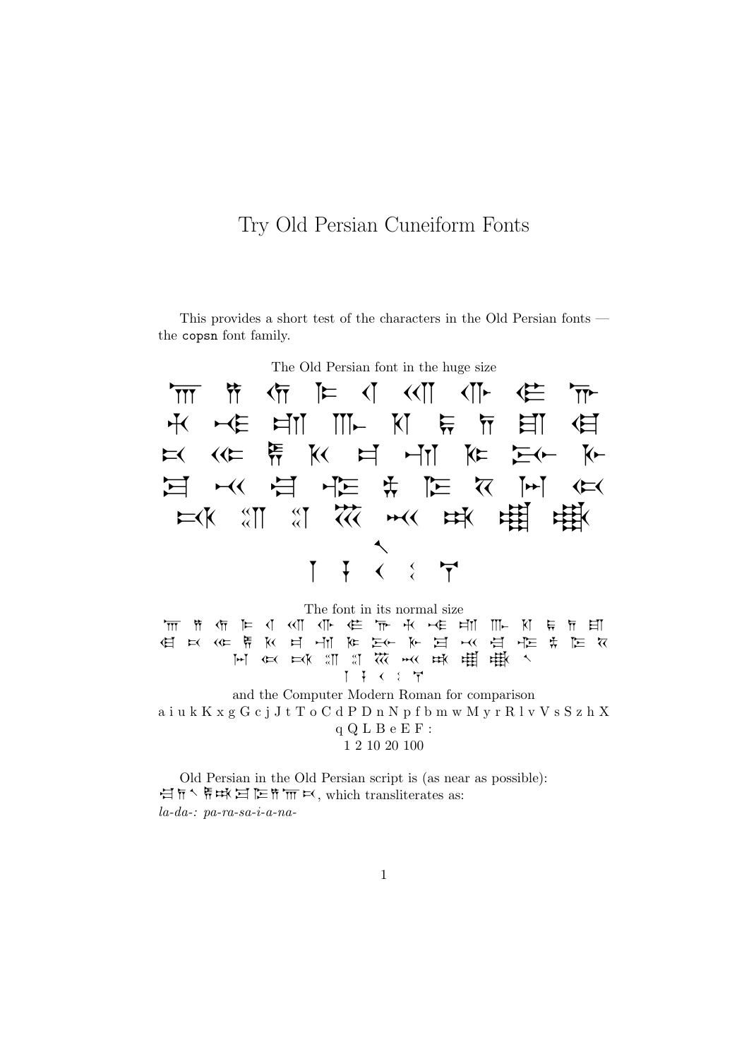# Try Old Persian Cuneiform Fonts

This provides a short test of the characters in the Old Persian fonts — the `copsn` font family.

The Old Persian font in the huge size

𐎠 𐎡 𐎢 𐎣 𐎤 𐎧 𐎥 𐎦 𐎨

𐎩 𐎪 𐎫 𐎬 𐎰 𐏂 𐎭 𐎮 𐎯

𐎴 𐎵 𐎱 𐎳 𐎲 𐎶 𐎷 𐎸 𐎹

𐎼 𐎽 𐎾 𐎺 𐎻 𐎿 𐏁 𐏀 𐏃

𐏋 𐏌 𐏍 𐏎 𐏏 𐏈 𐏉 𐏊

𐏐

𐏑 𐏒 𐏓 𐏔 𐏕

The font in its normal size

𐎠 𐎡 𐎢 𐎣 𐎤 𐎧 𐎥 𐎦 𐎨 𐎩 𐎪 𐎫 𐎬 𐎰 𐏂 𐎭 𐎮 𐎯
𐎴 𐎵 𐎱 𐎳 𐎲 𐎶 𐎷 𐎸 𐎹 𐎼 𐎽 𐎾 𐎺 𐎻 𐎿 𐏁 𐏀
𐏃 𐏋 𐏌 𐏍 𐏎 𐏏 𐏈 𐏉 𐏊 𐏐
𐏑 𐏒 𐏓 𐏔 𐏕

and the Computer Modern Roman for comparison
a i u k K x g G c j J t T o C d P D n N p f b m w M y r R l v V s S z h X q Q L B e E F :
1 2 10 20 100

Old Persian in the Old Persian script is (as near as possible):
𐎾𐎭𐏐𐎱𐎼𐎿𐎡𐎠𐎴, which transliterates as:
*la-da-: pa-ra-sa-i-a-na-*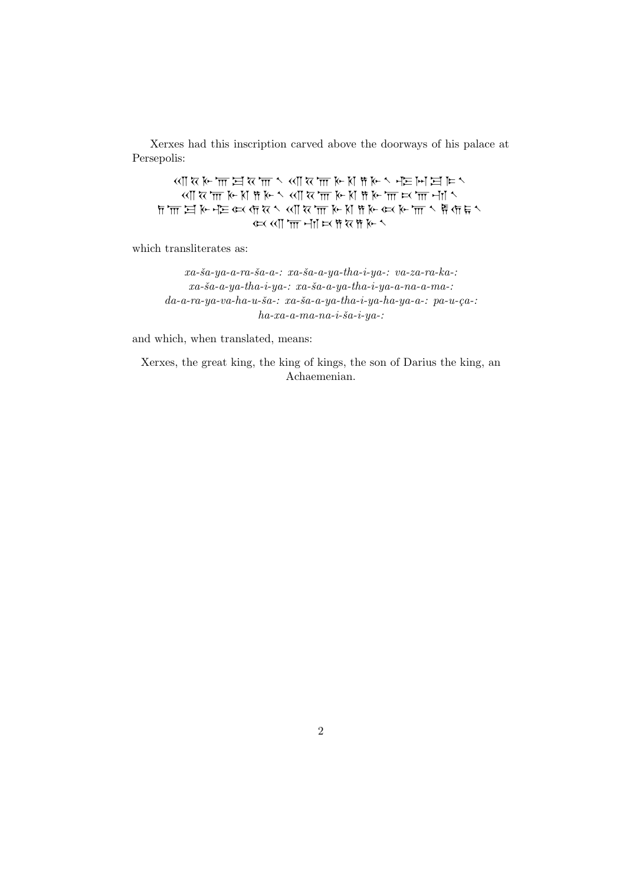Xerxes had this inscription carved above the doorways of his palace at Persepolis:

𐎧𐏁𐎹𐎠𐎼𐏁𐎠𐏐 𐎧𐏁𐎠𐎹𐎰𐎡𐎹𐏐 𐎺𐏀𐎼𐎣𐏐
𐎧𐏁𐎠𐎹𐎰𐎡𐎹𐏐 𐎧𐏁𐎠𐎹𐎰𐎡𐎹𐎠𐎴𐎠𐎶𐏐
𐎭𐎠𐎼𐎹𐎺𐏃𐎢𐏁𐏐 𐎧𐏁𐎠𐎹𐎰𐎡𐎹𐏃𐎹𐎠𐏐 𐎱𐎢𐏂𐏐
𐏃𐎧𐎠𐎶𐎴𐎡𐏁𐎡𐎹𐏐

which transliterates as:

*xa-ša-ya-a-ra-ša-a-: xa-ša-a-ya-tha-i-ya-: va-za-ra-ka-:*
*xa-ša-a-ya-tha-i-ya-: xa-ša-a-ya-tha-i-ya-a-na-a-ma-:*
*da-a-ra-ya-va-ha-u-ša-: xa-ša-a-ya-tha-i-ya-ha-ya-a-: pa-u-ça-:*
*ha-xa-a-ma-na-i-ša-i-ya-:*

and which, when translated, means:

Xerxes, the great king, the king of kings, the son of Darius the king, an Achaemenian.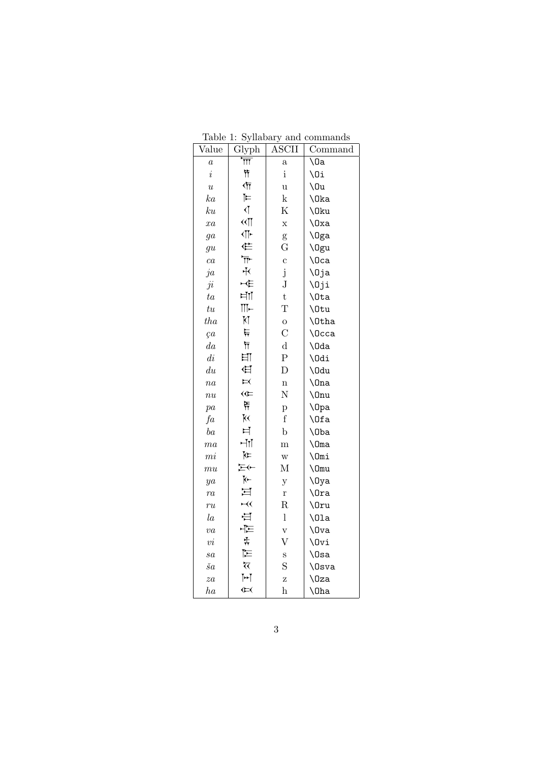Table 1: Syllabary and commands

| Value | Glyph | ASCII | Command |
|---|---|---|---|
| *a* | 𐎠 | a | `\Oa` |
| *i* | 𐎡 | i | `\Oi` |
| *u* | 𐎢 | u | `\Ou` |
| *ka* | 𐎣 | k | `\Oka` |
| *ku* | 𐎤 | K | `\Oku` |
| *xa* | 𐎧 | x | `\Oxa` |
| *ga* | 𐎥 | g | `\Oga` |
| *gu* | 𐎦 | G | `\Ogu` |
| *ca* | 𐎨 | c | `\Oca` |
| *ja* | 𐎩 | j | `\Oja` |
| *ji* | 𐎪 | J | `\Oji` |
| *ta* | 𐎫 | t | `\Ota` |
| *tu* | 𐎬 | T | `\Otu` |
| *tha* | 𐎰 | o | `\Otha` |
| *ça* | 𐏂 | C | `\Occa` |
| *da* | 𐎭 | d | `\Oda` |
| *di* | 𐎮 | P | `\Odi` |
| *du* | 𐎯 | D | `\Odu` |
| *na* | 𐎴 | n | `\Ona` |
| *nu* | 𐎵 | N | `\Onu` |
| *pa* | 𐎱 | p | `\Opa` |
| *fa* | 𐎳 | f | `\Ofa` |
| *ba* | 𐎲 | b | `\Oba` |
| *ma* | 𐎶 | m | `\Oma` |
| *mi* | 𐎷 | w | `\Omi` |
| *mu* | 𐎸 | M | `\Omu` |
| *ya* | 𐎹 | y | `\Oya` |
| *ra* | 𐎼 | r | `\Ora` |
| *ru* | 𐎽 | R | `\Oru` |
| *la* | 𐎾 | l | `\Ola` |
| *va* | 𐎺 | v | `\Ova` |
| *vi* | 𐎻 | V | `\Ovi` |
| *sa* | 𐎿 | s | `\Osa` |
| *ša* | 𐏁 | S | `\Osva` |
| *za* | 𐏀 | z | `\Oza` |
| *ha* | 𐏃 | h | `\Oha` |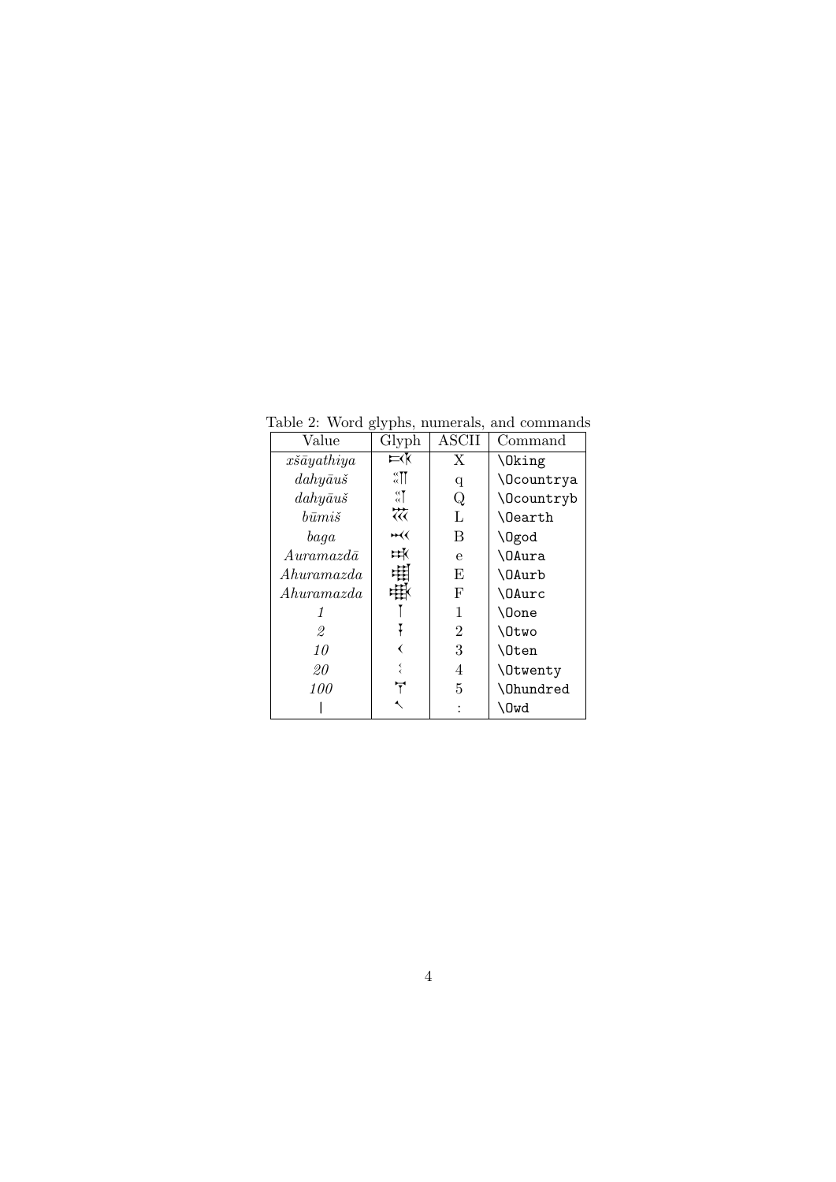Table 2: Word glyphs, numerals, and commands

| Value | Glyph | ASCII | Command |
|---|---|---|---|
| *xšāyathiya* | 𐏏 | X | \Oking |
| *dahyāuš* | 𐏍 | q | \Ocountrya |
| *dahyāuš* | 𐏎 | Q | \Ocountryb |
| *būmiš* | 𐏌 | L | \Oearth |
| *baga* | 𐏋 | B | \Ogod |
| *Auramazdā* | 𐏈 | e | \OAura |
| *Ahuramazda* | 𐏉 | E | \OAurb |
| *Ahuramazda* | 𐏊 | F | \OAurc |
| *1* | 𐏑 | 1 | \Oone |
| *2* | 𐏒 | 2 | \Otwo |
| *10* | 𐏓 | 3 | \Oten |
| *20* | 𐏔 | 4 | \Otwenty |
| *100* | 𐏕 | 5 | \Ohundred |
| \| | 𐏐 | : | \Owd |